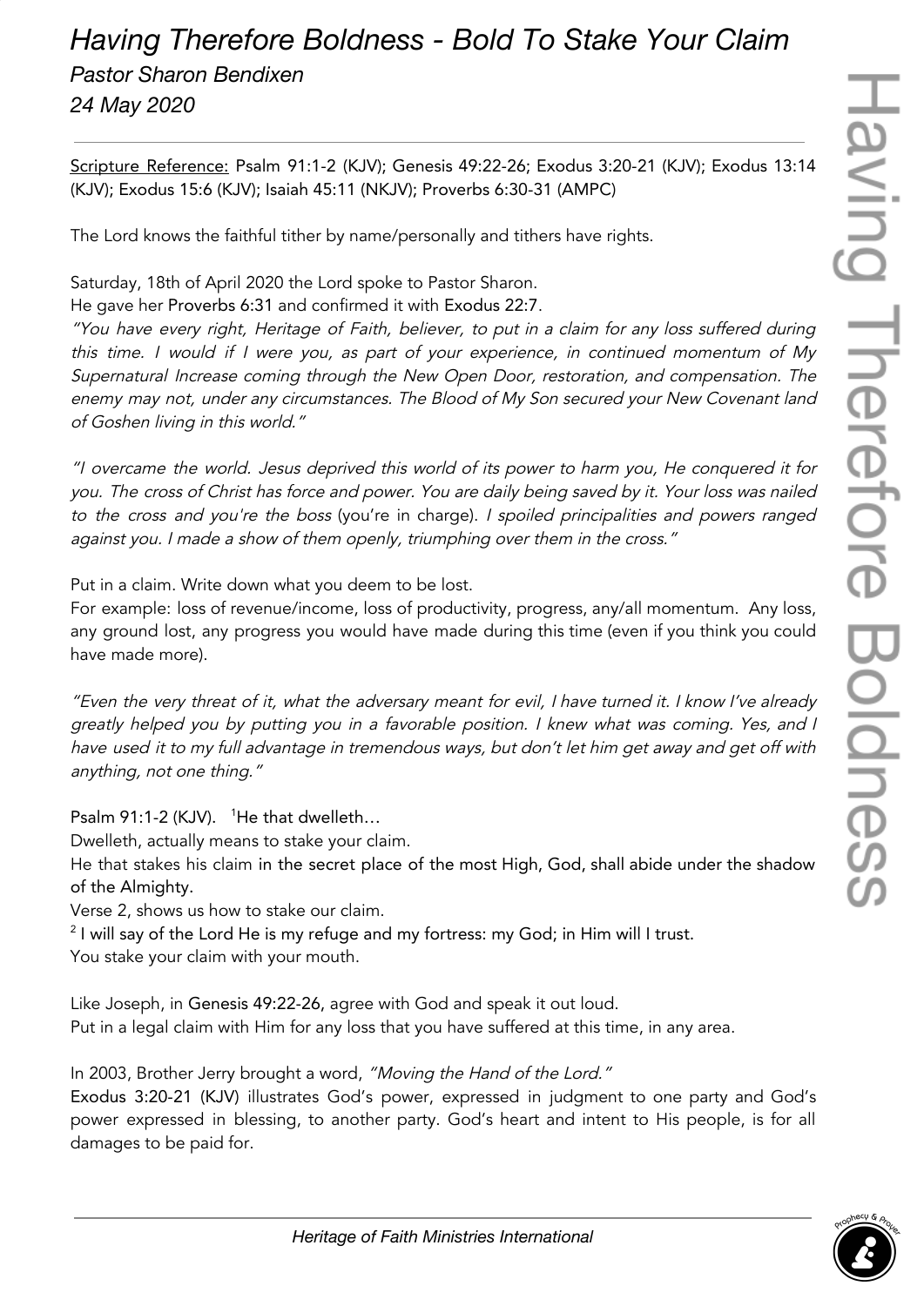# *Having Therefore Boldness - Bold To Stake Your Claim*

*Pastor Sharon Bendixen*

*24 May 2020*

---

Scripture Reference: Psalm 91:1-2 (KJV); Genesis 49:22-26; Exodus 3:20-21 (KJV); Exodus 13:14 (KJV); Exodus 15:6 (KJV); Isaiah 45:11 (NKJV); Proverbs 6:30-31 (AMPC)

The Lord knows the faithful tither by name/personally and tithers have rights.

Saturday, 18th of April 2020 the Lord spoke to Pastor Sharon.
He gave her Proverbs 6:31 and confirmed it with Exodus 22:7.
*"You have every right, Heritage of Faith, believer, to put in a claim for any loss suffered during this time. I would if I were you, as part of your experience, in continued momentum of My Supernatural Increase coming through the New Open Door, restoration, and compensation. The enemy may not, under any circumstances. The Blood of My Son secured your New Covenant land of Goshen living in this world."*

*"I overcame the world. Jesus deprived this world of its power to harm you, He conquered it for you. The cross of Christ has force and power. You are daily being saved by it. Your loss was nailed to the cross and you're the boss* (you're in charge). *I spoiled principalities and powers ranged against you. I made a show of them openly, triumphing over them in the cross."*

Put in a claim. Write down what you deem to be lost.
For example: loss of revenue/income, loss of productivity, progress, any/all momentum. Any loss, any ground lost, any progress you would have made during this time (even if you think you could have made more).

*"Even the very threat of it, what the adversary meant for evil, I have turned it. I know I've already greatly helped you by putting you in a favorable position. I knew what was coming. Yes, and I have used it to my full advantage in tremendous ways, but don't let him get away and get off with anything, not one thing."*

Psalm 91:1-2 (KJV). [1]He that dwelleth…
Dwelleth, actually means to stake your claim.
He that stakes his claim in the secret place of the most High, God, shall abide under the shadow of the Almighty.
Verse 2, shows us how to stake our claim.
[2] I will say of the Lord He is my refuge and my fortress: my God; in Him will I trust.
You stake your claim with your mouth.

Like Joseph, in Genesis 49:22-26, agree with God and speak it out loud.
Put in a legal claim with Him for any loss that you have suffered at this time, in any area.

In 2003, Brother Jerry brought a word, *"Moving the Hand of the Lord."*
Exodus 3:20-21 (KJV) illustrates God's power, expressed in judgment to one party and God's power expressed in blessing, to another party. God's heart and intent to His people, is for all damages to be paid for.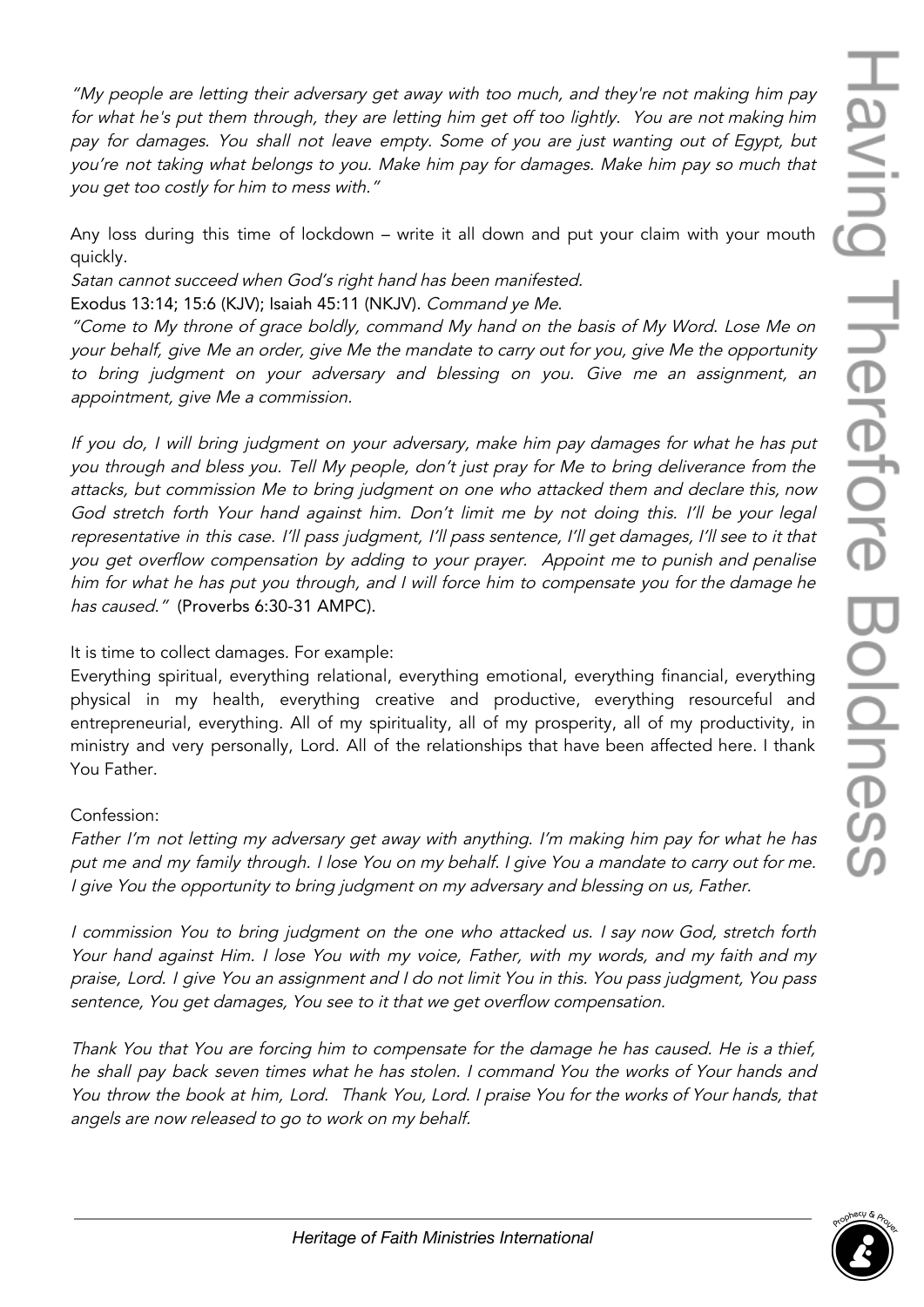*"My people are letting their adversary get away with too much, and they're not making him pay for what he's put them through, they are letting him get off too lightly. You are not making him pay for damages. You shall not leave empty. Some of you are just wanting out of Egypt, but you're not taking what belongs to you. Make him pay for damages. Make him pay so much that you get too costly for him to mess with."*

Any loss during this time of lockdown – write it all down and put your claim with your mouth quickly.

*Satan cannot succeed when God's right hand has been manifested.*

Exodus 13:14; 15:6 (KJV); Isaiah 45:11 (NKJV). *Command ye Me.*

*"Come to My throne of grace boldly, command My hand on the basis of My Word. Lose Me on your behalf, give Me an order, give Me the mandate to carry out for you, give Me the opportunity to bring judgment on your adversary and blessing on you. Give me an assignment, an appointment, give Me a commission.*

*If you do, I will bring judgment on your adversary, make him pay damages for what he has put you through and bless you. Tell My people, don't just pray for Me to bring deliverance from the attacks, but commission Me to bring judgment on one who attacked them and declare this, now God stretch forth Your hand against him. Don't limit me by not doing this. I'll be your legal representative in this case. I'll pass judgment, I'll pass sentence, I'll get damages, I'll see to it that you get overflow compensation by adding to your prayer. Appoint me to punish and penalise him for what he has put you through, and I will force him to compensate you for the damage he has caused."* (Proverbs 6:30-31 AMPC).

It is time to collect damages. For example:

Everything spiritual, everything relational, everything emotional, everything financial, everything physical in my health, everything creative and productive, everything resourceful and entrepreneurial, everything. All of my spirituality, all of my prosperity, all of my productivity, in ministry and very personally, Lord. All of the relationships that have been affected here. I thank You Father.

Confession:

*Father I'm not letting my adversary get away with anything. I'm making him pay for what he has put me and my family through. I lose You on my behalf. I give You a mandate to carry out for me. I give You the opportunity to bring judgment on my adversary and blessing on us, Father.*

*I commission You to bring judgment on the one who attacked us. I say now God, stretch forth Your hand against Him. I lose You with my voice, Father, with my words, and my faith and my praise, Lord. I give You an assignment and I do not limit You in this. You pass judgment, You pass sentence, You get damages, You see to it that we get overflow compensation.*

*Thank You that You are forcing him to compensate for the damage he has caused. He is a thief, he shall pay back seven times what he has stolen. I command You the works of Your hands and You throw the book at him, Lord. Thank You, Lord. I praise You for the works of Your hands, that angels are now released to go to work on my behalf.*